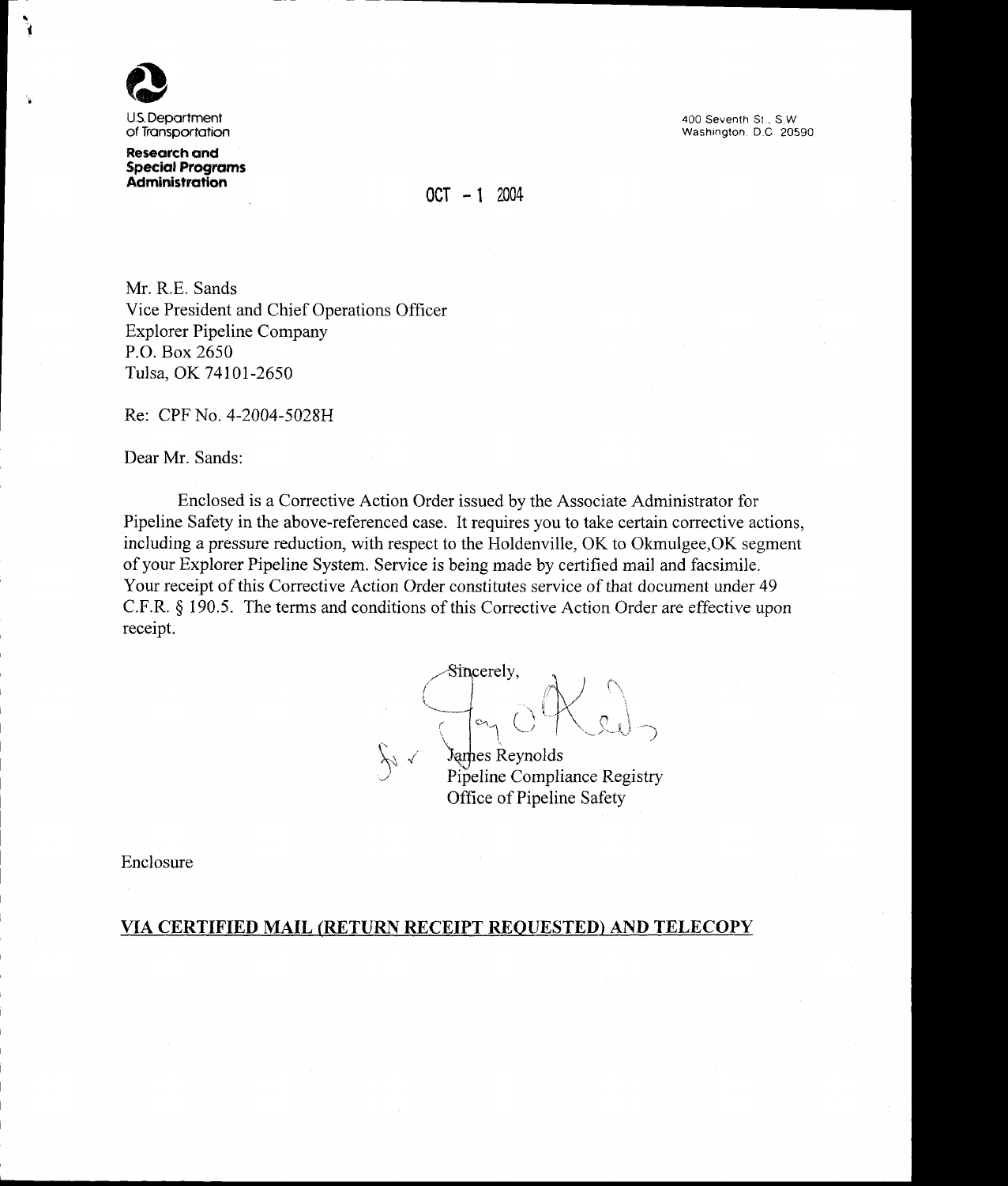U.S. Department of Transportation

**Research and Special Programs Administration**

400 Seventh St., S.W.
Washington, D.C. 20590

OCT - 1 2004

Mr. R.E. Sands
Vice President and Chief Operations Officer
Explorer Pipeline Company
P.O. Box 2650
Tulsa, OK 74101-2650

Re: CPF No. 4-2004-5028H

Dear Mr. Sands:

Enclosed is a Corrective Action Order issued by the Associate Administrator for Pipeline Safety in the above-referenced case. It requires you to take certain corrective actions, including a pressure reduction, with respect to the Holdenville, OK to Okmulgee,OK segment of your Explorer Pipeline System. Service is being made by certified mail and facsimile. Your receipt of this Corrective Action Order constitutes service of that document under 49 C.F.R. § 190.5. The terms and conditions of this Corrective Action Order are effective upon receipt.

Sincerely,

James Reynolds
Pipeline Compliance Registry
Office of Pipeline Safety

Enclosure

**VIA CERTIFIED MAIL (RETURN RECEIPT REQUESTED) AND TELECOPY**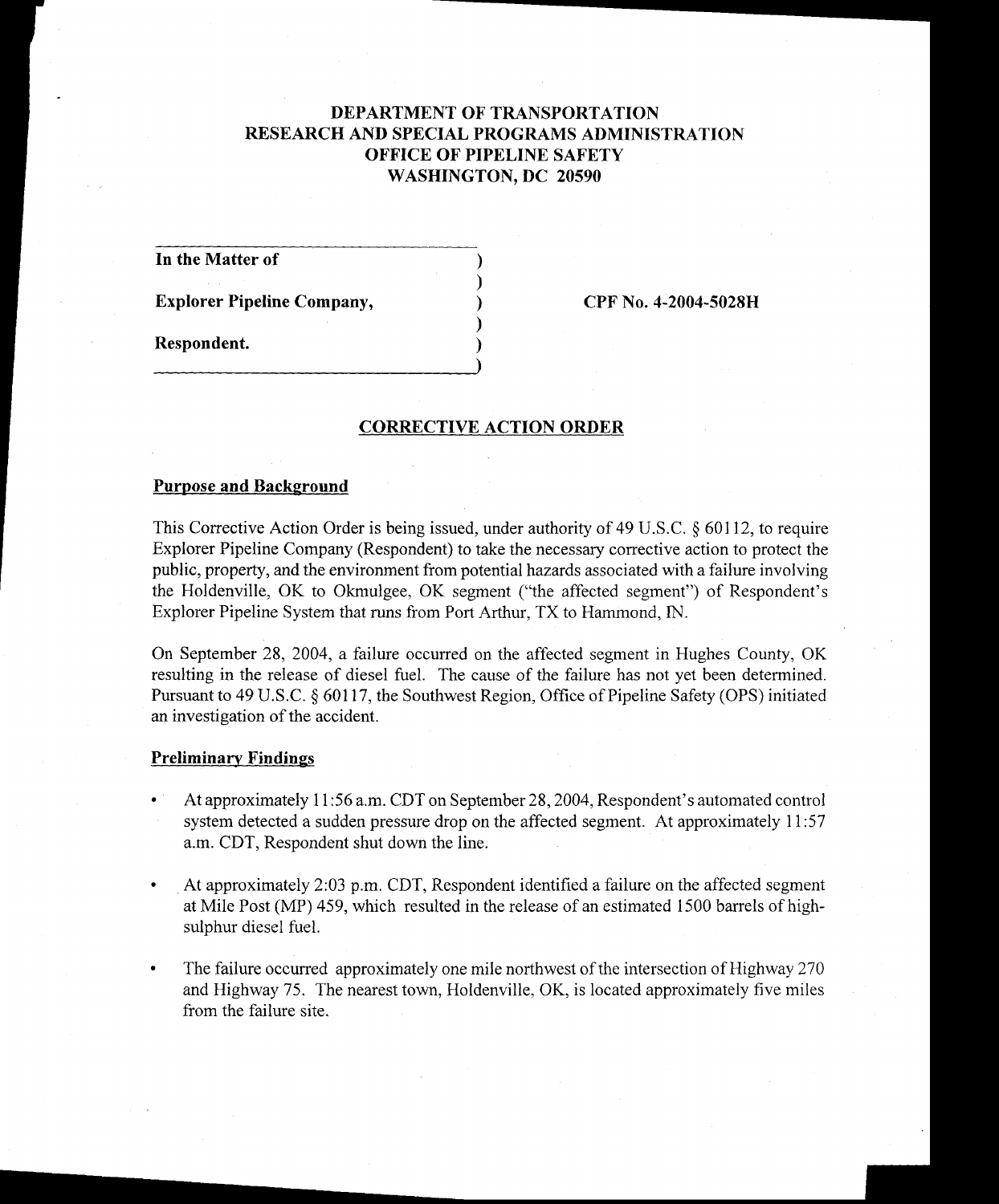# DEPARTMENT OF TRANSPORTATION
# RESEARCH AND SPECIAL PROGRAMS ADMINISTRATION
# OFFICE OF PIPELINE SAFETY
# WASHINGTON, DC 20590

| | | |
|---|---|---|
| **In the Matter of** | ) | |
| | ) | |
| **Explorer Pipeline Company,** | ) | **CPF No. 4-2004-5028H** |
| | ) | |
| **Respondent.** | ) | |

## CORRECTIVE ACTION ORDER

### Purpose and Background

This Corrective Action Order is being issued, under authority of 49 U.S.C. § 60112, to require Explorer Pipeline Company (Respondent) to take the necessary corrective action to protect the public, property, and the environment from potential hazards associated with a failure involving the Holdenville, OK to Okmulgee, OK segment ("the affected segment") of Respondent's Explorer Pipeline System that runs from Port Arthur, TX to Hammond, IN.

On September 28, 2004, a failure occurred on the affected segment in Hughes County, OK resulting in the release of diesel fuel. The cause of the failure has not yet been determined. Pursuant to 49 U.S.C. § 60117, the Southwest Region, Office of Pipeline Safety (OPS) initiated an investigation of the accident.

### Preliminary Findings

- At approximately 11:56 a.m. CDT on September 28, 2004, Respondent's automated control system detected a sudden pressure drop on the affected segment. At approximately 11:57 a.m. CDT, Respondent shut down the line.

- At approximately 2:03 p.m. CDT, Respondent identified a failure on the affected segment at Mile Post (MP) 459, which resulted in the release of an estimated 1500 barrels of high-sulphur diesel fuel.

- The failure occurred approximately one mile northwest of the intersection of Highway 270 and Highway 75. The nearest town, Holdenville, OK, is located approximately five miles from the failure site.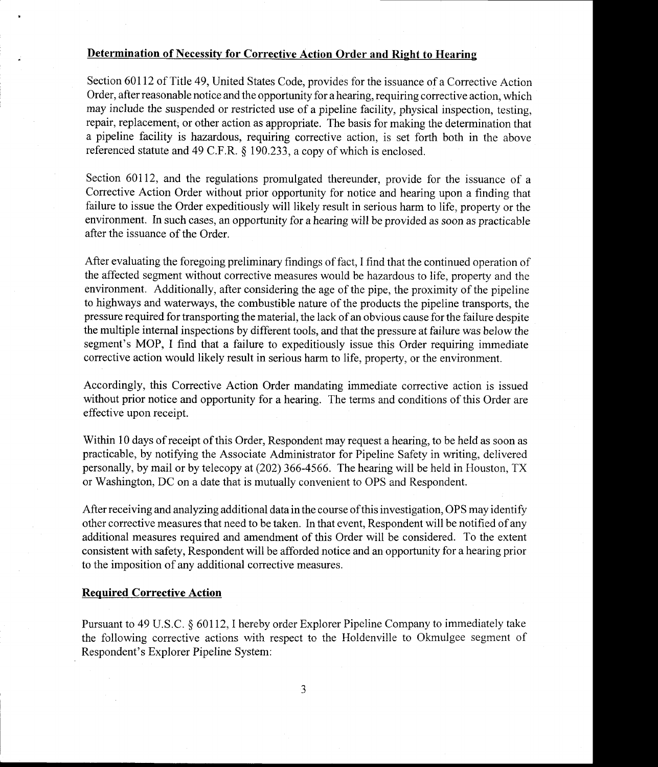## Determination of Necessity for Corrective Action Order and Right to Hearing

Section 60112 of Title 49, United States Code, provides for the issuance of a Corrective Action Order, after reasonable notice and the opportunity for a hearing, requiring corrective action, which may include the suspended or restricted use of a pipeline facility, physical inspection, testing, repair, replacement, or other action as appropriate. The basis for making the determination that a pipeline facility is hazardous, requiring corrective action, is set forth both in the above referenced statute and 49 C.F.R. § 190.233, a copy of which is enclosed.

Section 60112, and the regulations promulgated thereunder, provide for the issuance of a Corrective Action Order without prior opportunity for notice and hearing upon a finding that failure to issue the Order expeditiously will likely result in serious harm to life, property or the environment. In such cases, an opportunity for a hearing will be provided as soon as practicable after the issuance of the Order.

After evaluating the foregoing preliminary findings of fact, I find that the continued operation of the affected segment without corrective measures would be hazardous to life, property and the environment. Additionally, after considering the age of the pipe, the proximity of the pipeline to highways and waterways, the combustible nature of the products the pipeline transports, the pressure required for transporting the material, the lack of an obvious cause for the failure despite the multiple internal inspections by different tools, and that the pressure at failure was below the segment's MOP, I find that a failure to expeditiously issue this Order requiring immediate corrective action would likely result in serious harm to life, property, or the environment.

Accordingly, this Corrective Action Order mandating immediate corrective action is issued without prior notice and opportunity for a hearing. The terms and conditions of this Order are effective upon receipt.

Within 10 days of receipt of this Order, Respondent may request a hearing, to be held as soon as practicable, by notifying the Associate Administrator for Pipeline Safety in writing, delivered personally, by mail or by telecopy at (202) 366-4566. The hearing will be held in Houston, TX or Washington, DC on a date that is mutually convenient to OPS and Respondent.

After receiving and analyzing additional data in the course of this investigation, OPS may identify other corrective measures that need to be taken. In that event, Respondent will be notified of any additional measures required and amendment of this Order will be considered. To the extent consistent with safety, Respondent will be afforded notice and an opportunity for a hearing prior to the imposition of any additional corrective measures.

## Required Corrective Action

Pursuant to 49 U.S.C. § 60112, I hereby order Explorer Pipeline Company to immediately take the following corrective actions with respect to the Holdenville to Okmulgee segment of Respondent's Explorer Pipeline System: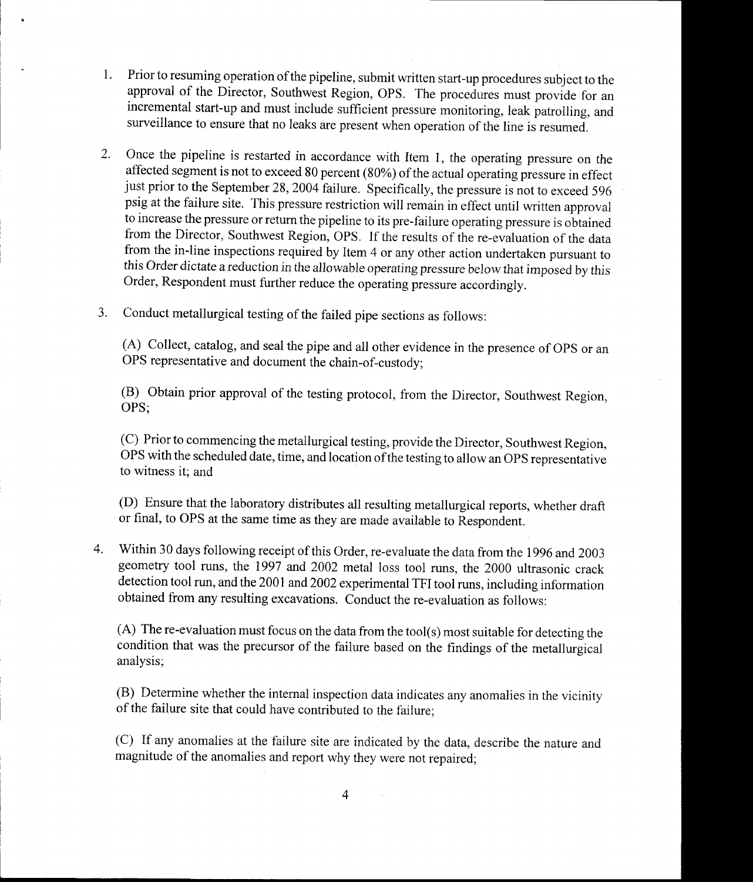1. Prior to resuming operation of the pipeline, submit written start-up procedures subject to the approval of the Director, Southwest Region, OPS. The procedures must provide for an incremental start-up and must include sufficient pressure monitoring, leak patrolling, and surveillance to ensure that no leaks are present when operation of the line is resumed.

2. Once the pipeline is restarted in accordance with Item 1, the operating pressure on the affected segment is not to exceed 80 percent (80%) of the actual operating pressure in effect just prior to the September 28, 2004 failure. Specifically, the pressure is not to exceed 596 psig at the failure site. This pressure restriction will remain in effect until written approval to increase the pressure or return the pipeline to its pre-failure operating pressure is obtained from the Director, Southwest Region, OPS. If the results of the re-evaluation of the data from the in-line inspections required by Item 4 or any other action undertaken pursuant to this Order dictate a reduction in the allowable operating pressure below that imposed by this Order, Respondent must further reduce the operating pressure accordingly.

3. Conduct metallurgical testing of the failed pipe sections as follows:

   (A) Collect, catalog, and seal the pipe and all other evidence in the presence of OPS or an OPS representative and document the chain-of-custody;

   (B) Obtain prior approval of the testing protocol, from the Director, Southwest Region, OPS;

   (C) Prior to commencing the metallurgical testing, provide the Director, Southwest Region, OPS with the scheduled date, time, and location of the testing to allow an OPS representative to witness it; and

   (D) Ensure that the laboratory distributes all resulting metallurgical reports, whether draft or final, to OPS at the same time as they are made available to Respondent.

4. Within 30 days following receipt of this Order, re-evaluate the data from the 1996 and 2003 geometry tool runs, the 1997 and 2002 metal loss tool runs, the 2000 ultrasonic crack detection tool run, and the 2001 and 2002 experimental TFI tool runs, including information obtained from any resulting excavations. Conduct the re-evaluation as follows:

   (A) The re-evaluation must focus on the data from the tool(s) most suitable for detecting the condition that was the precursor of the failure based on the findings of the metallurgical analysis;

   (B) Determine whether the internal inspection data indicates any anomalies in the vicinity of the failure site that could have contributed to the failure;

   (C) If any anomalies at the failure site are indicated by the data, describe the nature and magnitude of the anomalies and report why they were not repaired;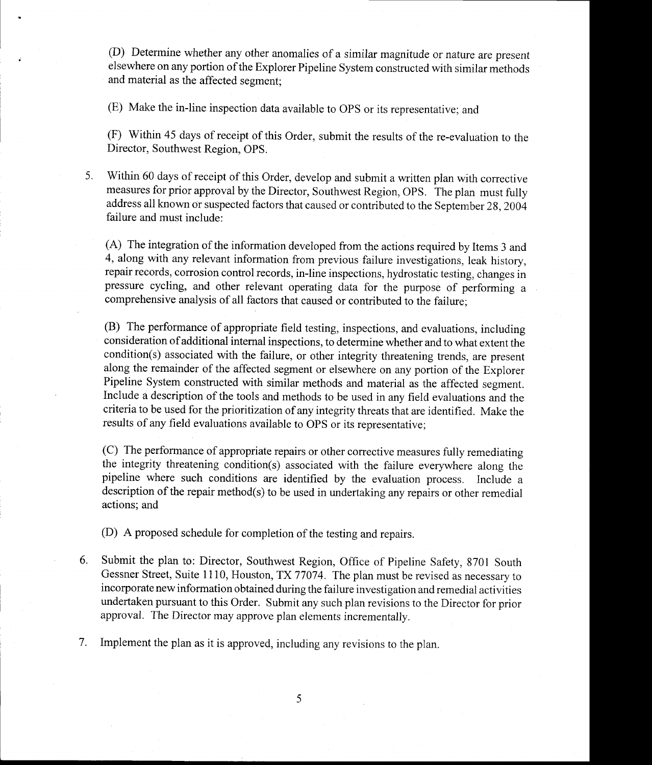(D) Determine whether any other anomalies of a similar magnitude or nature are present elsewhere on any portion of the Explorer Pipeline System constructed with similar methods and material as the affected segment;

(E) Make the in-line inspection data available to OPS or its representative; and

(F) Within 45 days of receipt of this Order, submit the results of the re-evaluation to the Director, Southwest Region, OPS.

5. Within 60 days of receipt of this Order, develop and submit a written plan with corrective measures for prior approval by the Director, Southwest Region, OPS. The plan must fully address all known or suspected factors that caused or contributed to the September 28, 2004 failure and must include:

   (A) The integration of the information developed from the actions required by Items 3 and 4, along with any relevant information from previous failure investigations, leak history, repair records, corrosion control records, in-line inspections, hydrostatic testing, changes in pressure cycling, and other relevant operating data for the purpose of performing a comprehensive analysis of all factors that caused or contributed to the failure;

   (B) The performance of appropriate field testing, inspections, and evaluations, including consideration of additional internal inspections, to determine whether and to what extent the condition(s) associated with the failure, or other integrity threatening trends, are present along the remainder of the affected segment or elsewhere on any portion of the Explorer Pipeline System constructed with similar methods and material as the affected segment. Include a description of the tools and methods to be used in any field evaluations and the criteria to be used for the prioritization of any integrity threats that are identified. Make the results of any field evaluations available to OPS or its representative;

   (C) The performance of appropriate repairs or other corrective measures fully remediating the integrity threatening condition(s) associated with the failure everywhere along the pipeline where such conditions are identified by the evaluation process. Include a description of the repair method(s) to be used in undertaking any repairs or other remedial actions; and

   (D) A proposed schedule for completion of the testing and repairs.

6. Submit the plan to: Director, Southwest Region, Office of Pipeline Safety, 8701 South Gessner Street, Suite 1110, Houston, TX 77074. The plan must be revised as necessary to incorporate new information obtained during the failure investigation and remedial activities undertaken pursuant to this Order. Submit any such plan revisions to the Director for prior approval. The Director may approve plan elements incrementally.

7. Implement the plan as it is approved, including any revisions to the plan.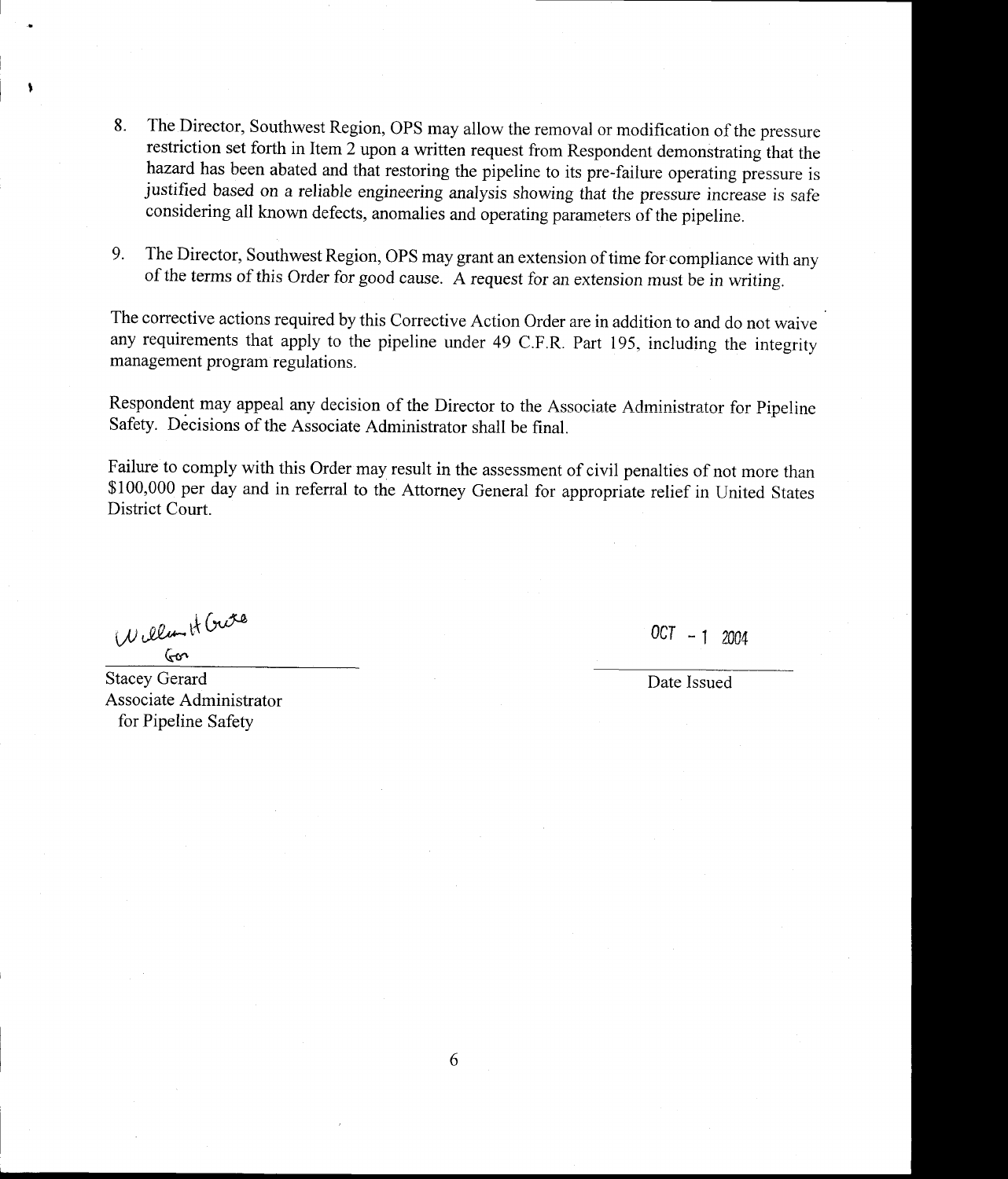8. The Director, Southwest Region, OPS may allow the removal or modification of the pressure restriction set forth in Item 2 upon a written request from Respondent demonstrating that the hazard has been abated and that restoring the pipeline to its pre-failure operating pressure is justified based on a reliable engineering analysis showing that the pressure increase is safe considering all known defects, anomalies and operating parameters of the pipeline.

9. The Director, Southwest Region, OPS may grant an extension of time for compliance with any of the terms of this Order for good cause. A request for an extension must be in writing.

The corrective actions required by this Corrective Action Order are in addition to and do not waive any requirements that apply to the pipeline under 49 C.F.R. Part 195, including the integrity management program regulations.

Respondent may appeal any decision of the Director to the Associate Administrator for Pipeline Safety. Decisions of the Associate Administrator shall be final.

Failure to comply with this Order may result in the assessment of civil penalties of not more than $100,000 per day and in referral to the Attorney General for appropriate relief in United States District Court.

William H Gute
for

Stacey Gerard
Associate Administrator
for Pipeline Safety

OCT - 1 2004

Date Issued